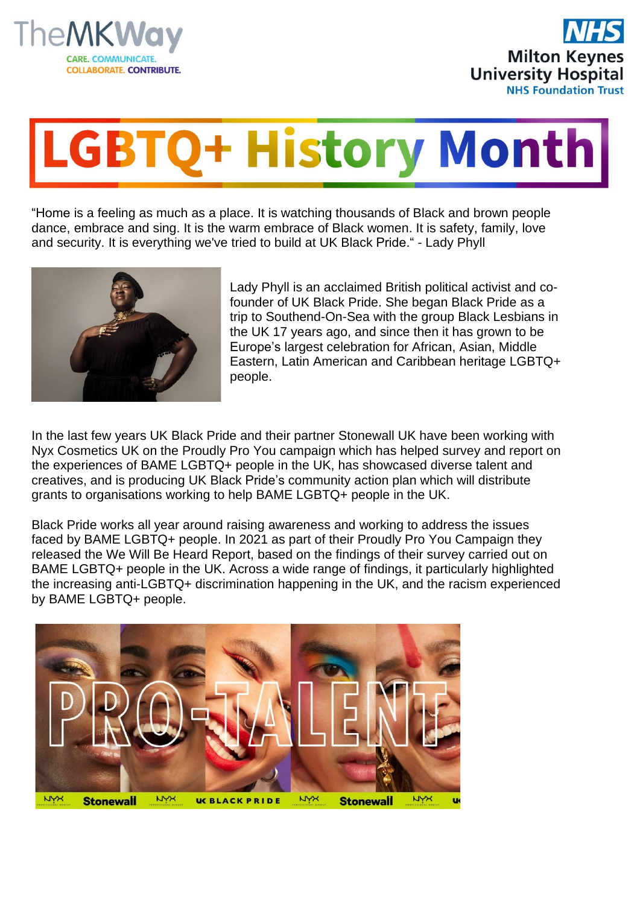# LGBTQ+ History Month

"Home is a feeling as much as a place. It is watching thousands of Black and brown people dance, embrace and sing. It is the warm embrace of Black women. It is safety, family, love and security. It is everything we've tried to build at UK Black Pride." - Lady Phyll

Lady Phyll is an acclaimed British political activist and co-founder of UK Black Pride. She began Black Pride as a trip to Southend-On-Sea with the group Black Lesbians in the UK 17 years ago, and since then it has grown to be Europe's largest celebration for African, Asian, Middle Eastern, Latin American and Caribbean heritage LGBTQ+ people.

In the last few years UK Black Pride and their partner Stonewall UK have been working with Nyx Cosmetics UK on the Proudly Pro You campaign which has helped survey and report on the experiences of BAME LGBTQ+ people in the UK, has showcased diverse talent and creatives, and is producing UK Black Pride's community action plan which will distribute grants to organisations working to help BAME LGBTQ+ people in the UK.

Black Pride works all year around raising awareness and working to address the issues faced by BAME LGBTQ+ people. In 2021 as part of their Proudly Pro You Campaign they released the We Will Be Heard Report, based on the findings of their survey carried out on BAME LGBTQ+ people in the UK. Across a wide range of findings, it particularly highlighted the increasing anti-LGBTQ+ discrimination happening in the UK, and the racism experienced by BAME LGBTQ+ people.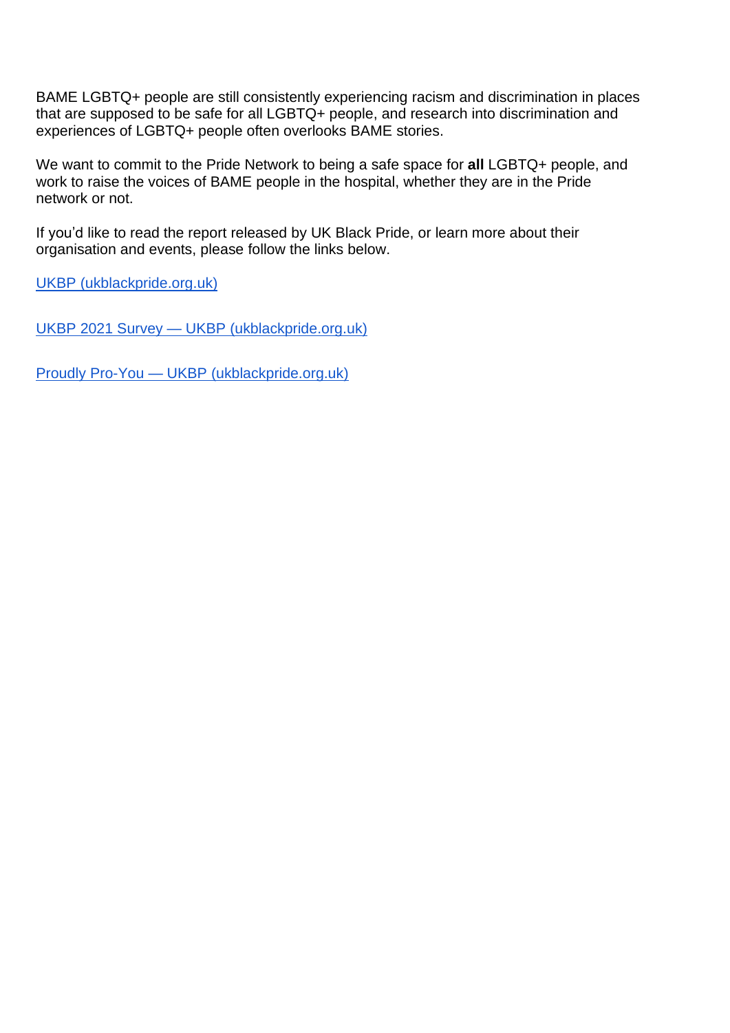BAME LGBTQ+ people are still consistently experiencing racism and discrimination in places that are supposed to be safe for all LGBTQ+ people, and research into discrimination and experiences of LGBTQ+ people often overlooks BAME stories.

We want to commit to the Pride Network to being a safe space for **all** LGBTQ+ people, and work to raise the voices of BAME people in the hospital, whether they are in the Pride network or not.

If you'd like to read the report released by UK Black Pride, or learn more about their organisation and events, please follow the links below.

UKBP (ukblackpride.org.uk)

UKBP 2021 Survey — UKBP (ukblackpride.org.uk)

Proudly Pro-You — UKBP (ukblackpride.org.uk)